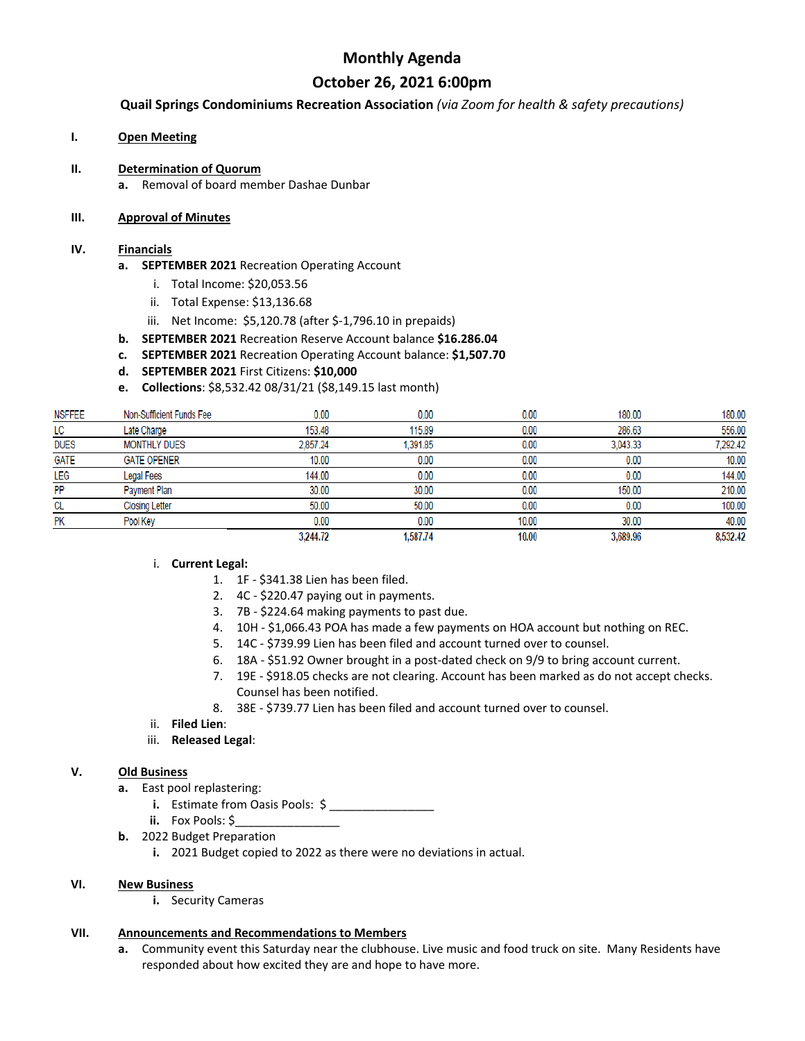# Monthly Agenda

## October 26, 2021 6:00pm

**Quail Springs Condominiums Recreation Association** *(via Zoom for health & safety precautions)*

**I. Open Meeting**

**II. Determination of Quorum**

a. Removal of board member Dashae Dunbar

**III. Approval of Minutes**

**IV. Financials**

a. **SEPTEMBER 2021** Recreation Operating Account
   - i. Total Income: $20,053.56
   - ii. Total Expense: $13,136.68
   - iii. Net Income: $5,120.78 (after $-1,796.10 in prepaids)

b. **SEPTEMBER 2021** Recreation Reserve Account balance **$16.286.04**

c. **SEPTEMBER 2021** Recreation Operating Account balance: **$1,507.70**

d. **SEPTEMBER 2021** First Citizens: **$10,000**

e. **Collections**: $8,532.42 08/31/21 ($8,149.15 last month)

| | | | | | | |
|---|---|---|---|---|---|---|
| NSFFEE | Non-Sufficient Funds Fee | 0.00 | 0.00 | 0.00 | 180.00 | 180.00 |
| LC | Late Charge | 153.48 | 115.89 | 0.00 | 286.63 | 556.00 |
| DUES | MONTHLY DUES | 2,857.24 | 1,391.85 | 0.00 | 3,043.33 | 7,292.42 |
| GATE | GATE OPENER | 10.00 | 0.00 | 0.00 | 0.00 | 10.00 |
| LEG | Legal Fees | 144.00 | 0.00 | 0.00 | 0.00 | 144.00 |
| PP | Payment Plan | 30.00 | 30.00 | 0.00 | 150.00 | 210.00 |
| CL | Closing Letter | 50.00 | 50.00 | 0.00 | 0.00 | 100.00 |
| PK | Pool Key | 0.00 | 0.00 | 10.00 | 30.00 | 40.00 |
| | | 3,244.72 | 1,587.74 | 10.00 | 3,689.96 | 8,532.42 |

i. **Current Legal:**
   1. 1F - $341.38 Lien has been filed.
   2. 4C - $220.47 paying out in payments.
   3. 7B - $224.64 making payments to past due.
   4. 10H - $1,066.43 POA has made a few payments on HOA account but nothing on REC.
   5. 14C - $739.99 Lien has been filed and account turned over to counsel.
   6. 18A - $51.92 Owner brought in a post-dated check on 9/9 to bring account current.
   7. 19E - $918.05 checks are not clearing. Account has been marked as do not accept checks. Counsel has been notified.
   8. 38E - $739.77 Lien has been filed and account turned over to counsel.

ii. **Filed Lien**:

iii. **Released Legal**:

**V. Old Business**

a. East pool replastering:
   - **i.** Estimate from Oasis Pools: $ ________________
   - **ii.** Fox Pools: $________________

b. 2022 Budget Preparation
   - **i.** 2021 Budget copied to 2022 as there were no deviations in actual.

**VI. New Business**

**i.** Security Cameras

**VII. Announcements and Recommendations to Members**

a. Community event this Saturday near the clubhouse. Live music and food truck on site. Many Residents have responded about how excited they are and hope to have more.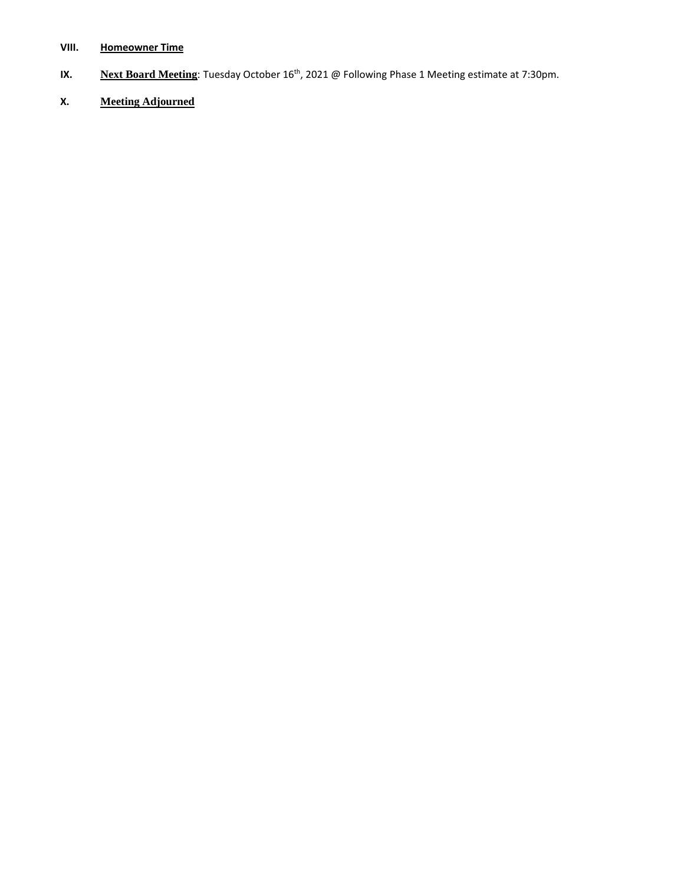**VIII. Homeowner Time**

**IX. Next Board Meeting**: Tuesday October 16th, 2021 @ Following Phase 1 Meeting estimate at 7:30pm.

**X. Meeting Adjourned**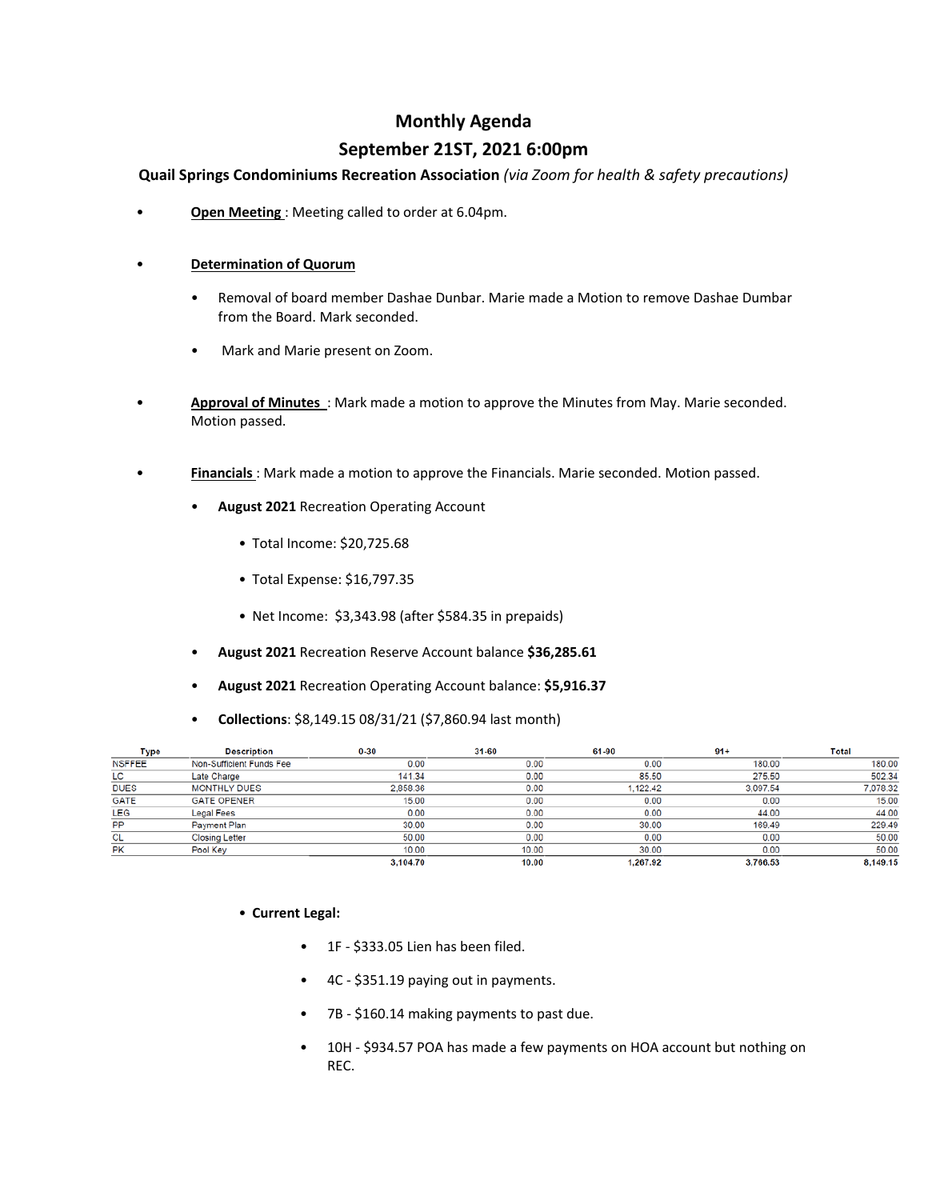# Monthly Agenda

## September 21ST, 2021 6:00pm

**Quail Springs Condominiums Recreation Association** *(via Zoom for health & safety precautions)*

- **Open Meeting** : Meeting called to order at 6.04pm.

- **Determination of Quorum**
  - Removal of board member Dashae Dunbar. Marie made a Motion to remove Dashae Dumbar from the Board. Mark seconded.
  - Mark and Marie present on Zoom.

- **Approval of Minutes** : Mark made a motion to approve the Minutes from May. Marie seconded. Motion passed.

- **Financials** : Mark made a motion to approve the Financials. Marie seconded. Motion passed.
  - **August 2021** Recreation Operating Account
    - Total Income: $20,725.68
    - Total Expense: $16,797.35
    - Net Income: $3,343.98 (after $584.35 in prepaids)
  - **August 2021** Recreation Reserve Account balance **$36,285.61**
  - **August 2021** Recreation Operating Account balance: **$5,916.37**
  - **Collections**: $8,149.15 08/31/21 ($7,860.94 last month)

| Type | Description | 0-30 | 31-60 | 61-90 | 91+ | Total |
|---|---|---|---|---|---|---|
| NSFFEE | Non-Sufficient Funds Fee | 0.00 | 0.00 | 0.00 | 180.00 | 180.00 |
| LC | Late Charge | 141.34 | 0.00 | 85.50 | 275.50 | 502.34 |
| DUES | MONTHLY DUES | 2,858.36 | 0.00 | 1,122.42 | 3,097.54 | 7,078.32 |
| GATE | GATE OPENER | 15.00 | 0.00 | 0.00 | 0.00 | 15.00 |
| LEG | Legal Fees | 0.00 | 0.00 | 0.00 | 44.00 | 44.00 |
| PP | Payment Plan | 30.00 | 0.00 | 30.00 | 169.49 | 229.49 |
| CL | Closing Letter | 50.00 | 0.00 | 0.00 | 0.00 | 50.00 |
| PK | Pool Key | 10.00 | 10.00 | 30.00 | 0.00 | 50.00 |
| | | **3,104.70** | **10.00** | **1,267.92** | **3,766.53** | **8,149.15** |

- **Current Legal:**
  - 1F - $333.05 Lien has been filed.
  - 4C - $351.19 paying out in payments.
  - 7B - $160.14 making payments to past due.
  - 10H - $934.57 POA has made a few payments on HOA account but nothing on REC.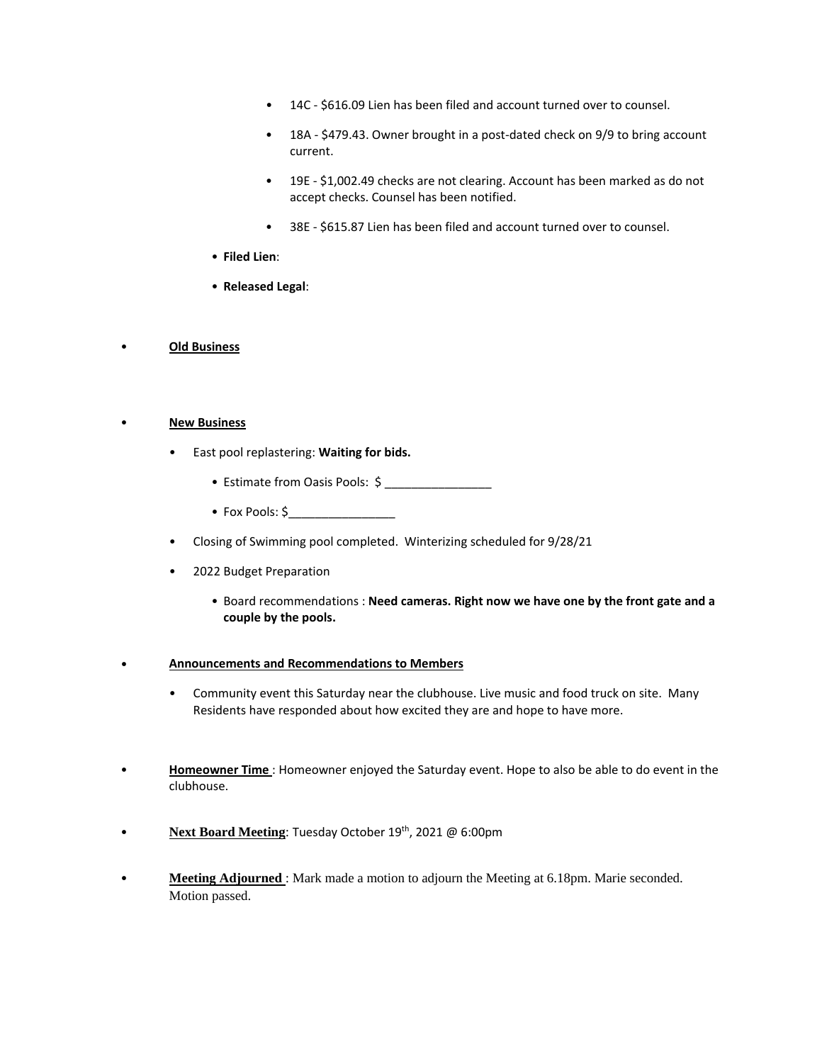- 14C - $616.09 Lien has been filed and account turned over to counsel.
- 18A - $479.43. Owner brought in a post-dated check on 9/9 to bring account current.
- 19E - $1,002.49 checks are not clearing. Account has been marked as do not accept checks. Counsel has been notified.
- 38E - $615.87 Lien has been filed and account turned over to counsel.

- **Filed Lien**:
- **Released Legal**:

- **Old Business**

- **New Business**
  - East pool replastering: **Waiting for bids.**
    - Estimate from Oasis Pools: $ ________________
    - Fox Pools: $________________
  - Closing of Swimming pool completed. Winterizing scheduled for 9/28/21
  - 2022 Budget Preparation
    - Board recommendations : **Need cameras. Right now we have one by the front gate and a couple by the pools.**

- **Announcements and Recommendations to Members**
  - Community event this Saturday near the clubhouse. Live music and food truck on site. Many Residents have responded about how excited they are and hope to have more.

- **Homeowner Time** : Homeowner enjoyed the Saturday event. Hope to also be able to do event in the clubhouse.

- **Next Board Meeting**: Tuesday October 19th, 2021 @ 6:00pm

- **Meeting Adjourned** : Mark made a motion to adjourn the Meeting at 6.18pm. Marie seconded. Motion passed.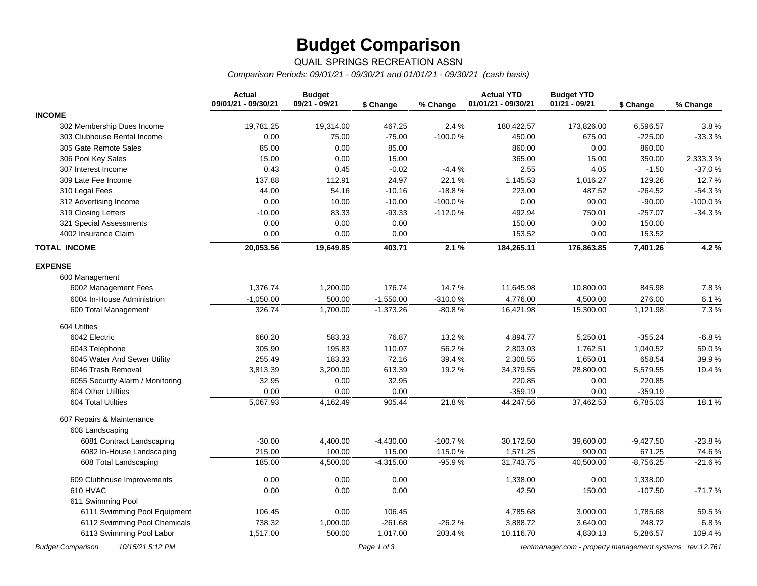# Budget Comparison

QUAIL SPRINGS RECREATION ASSN

*Comparison Periods: 09/01/21 - 09/30/21 and 01/01/21 - 09/30/21 (cash basis)*

| | Actual 09/01/21 - 09/30/21 | Budget 09/21 - 09/21 | $ Change | % Change | Actual YTD 01/01/21 - 09/30/21 | Budget YTD 01/21 - 09/21 | $ Change | % Change |
|---|---|---|---|---|---|---|---|---|
| **INCOME** | | | | | | | | |
| 302 Membership Dues Income | 19,781.25 | 19,314.00 | 467.25 | 2.4 % | 180,422.57 | 173,826.00 | 6,596.57 | 3.8 % |
| 303 Clubhouse Rental Income | 0.00 | 75.00 | -75.00 | -100.0 % | 450.00 | 675.00 | -225.00 | -33.3 % |
| 305 Gate Remote Sales | 85.00 | 0.00 | 85.00 | | 860.00 | 0.00 | 860.00 | |
| 306 Pool Key Sales | 15.00 | 0.00 | 15.00 | | 365.00 | 15.00 | 350.00 | 2,333.3 % |
| 307 Interest Income | 0.43 | 0.45 | -0.02 | -4.4 % | 2.55 | 4.05 | -1.50 | -37.0 % |
| 309 Late Fee Income | 137.88 | 112.91 | 24.97 | 22.1 % | 1,145.53 | 1,016.27 | 129.26 | 12.7 % |
| 310 Legal Fees | 44.00 | 54.16 | -10.16 | -18.8 % | 223.00 | 487.52 | -264.52 | -54.3 % |
| 312 Advertising Income | 0.00 | 10.00 | -10.00 | -100.0 % | 0.00 | 90.00 | -90.00 | -100.0 % |
| 319 Closing Letters | -10.00 | 83.33 | -93.33 | -112.0 % | 492.94 | 750.01 | -257.07 | -34.3 % |
| 321 Special Assessments | 0.00 | 0.00 | 0.00 | | 150.00 | 0.00 | 150.00 | |
| 4002 Insurance Claim | 0.00 | 0.00 | 0.00 | | 153.52 | 0.00 | 153.52 | |
| **TOTAL INCOME** | **20,053.56** | **19,649.85** | **403.71** | **2.1 %** | **184,265.11** | **176,863.85** | **7,401.26** | **4.2 %** |
| **EXPENSE** | | | | | | | | |
| 600 Management | | | | | | | | |
| 6002 Management Fees | 1,376.74 | 1,200.00 | 176.74 | 14.7 % | 11,645.98 | 10,800.00 | 845.98 | 7.8 % |
| 6004 In-House Administrion | -1,050.00 | 500.00 | -1,550.00 | -310.0 % | 4,776.00 | 4,500.00 | 276.00 | 6.1 % |
| 600 Total Management | 326.74 | 1,700.00 | -1,373.26 | -80.8 % | 16,421.98 | 15,300.00 | 1,121.98 | 7.3 % |
| 604 Utilties | | | | | | | | |
| 6042 Electric | 660.20 | 583.33 | 76.87 | 13.2 % | 4,894.77 | 5,250.01 | -355.24 | -6.8 % |
| 6043 Telephone | 305.90 | 195.83 | 110.07 | 56.2 % | 2,803.03 | 1,762.51 | 1,040.52 | 59.0 % |
| 6045 Water And Sewer Utility | 255.49 | 183.33 | 72.16 | 39.4 % | 2,308.55 | 1,650.01 | 658.54 | 39.9 % |
| 6046 Trash Removal | 3,813.39 | 3,200.00 | 613.39 | 19.2 % | 34,379.55 | 28,800.00 | 5,579.55 | 19.4 % |
| 6055 Security Alarm / Monitoring | 32.95 | 0.00 | 32.95 | | 220.85 | 0.00 | 220.85 | |
| 604 Other Utilties | 0.00 | 0.00 | 0.00 | | -359.19 | 0.00 | -359.19 | |
| 604 Total Utilties | 5,067.93 | 4,162.49 | 905.44 | 21.8 % | 44,247.56 | 37,462.53 | 6,785.03 | 18.1 % |
| 607 Repairs & Maintenance | | | | | | | | |
| 608 Landscaping | | | | | | | | |
| 6081 Contract Landscaping | -30.00 | 4,400.00 | -4,430.00 | -100.7 % | 30,172.50 | 39,600.00 | -9,427.50 | -23.8 % |
| 6082 In-House Landscaping | 215.00 | 100.00 | 115.00 | 115.0 % | 1,571.25 | 900.00 | 671.25 | 74.6 % |
| 608 Total Landscaping | 185.00 | 4,500.00 | -4,315.00 | -95.9 % | 31,743.75 | 40,500.00 | -8,756.25 | -21.6 % |
| 609 Clubhouse Improvements | 0.00 | 0.00 | 0.00 | | 1,338.00 | 0.00 | 1,338.00 | |
| 610 HVAC | 0.00 | 0.00 | 0.00 | | 42.50 | 150.00 | -107.50 | -71.7 % |
| 611 Swimming Pool | | | | | | | | |
| 6111 Swimming Pool Equipment | 106.45 | 0.00 | 106.45 | | 4,785.68 | 3,000.00 | 1,785.68 | 59.5 % |
| 6112 Swimming Pool Chemicals | 738.32 | 1,000.00 | -261.68 | -26.2 % | 3,888.72 | 3,640.00 | 248.72 | 6.8 % |
| 6113 Swimming Pool Labor | 1,517.00 | 500.00 | 1,017.00 | 203.4 % | 10,116.70 | 4,830.13 | 5,286.57 | 109.4 % |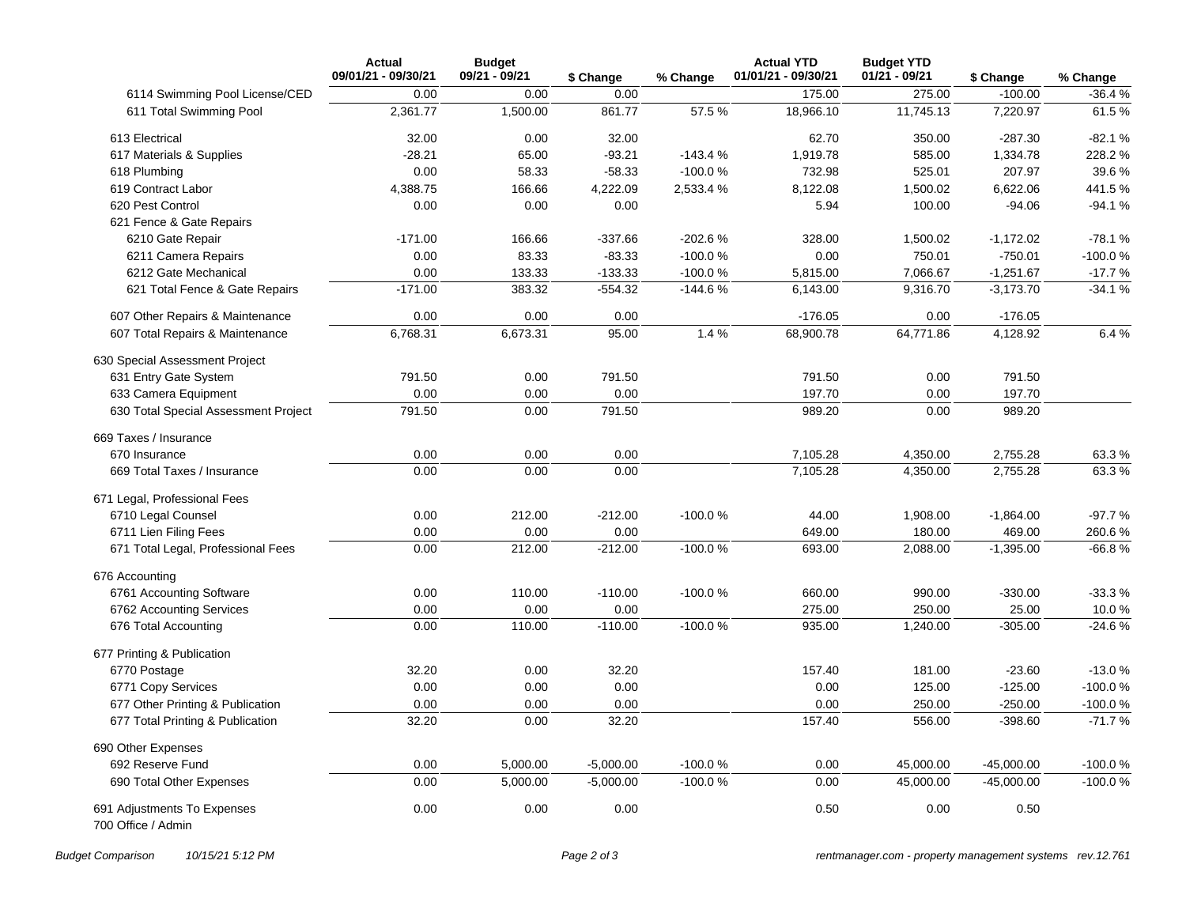| | Actual 09/01/21 - 09/30/21 | Budget 09/21 - 09/21 | $ Change | % Change | Actual YTD 01/01/21 - 09/30/21 | Budget YTD 01/21 - 09/21 | $ Change | % Change |
|---|---|---|---|---|---|---|---|---|
| 6114 Swimming Pool License/CED | 0.00 | 0.00 | 0.00 | | 175.00 | 275.00 | -100.00 | -36.4 % |
| 611 Total Swimming Pool | 2,361.77 | 1,500.00 | 861.77 | 57.5 % | 18,966.10 | 11,745.13 | 7,220.97 | 61.5 % |
| 613 Electrical | 32.00 | 0.00 | 32.00 | | 62.70 | 350.00 | -287.30 | -82.1 % |
| 617 Materials & Supplies | -28.21 | 65.00 | -93.21 | -143.4 % | 1,919.78 | 585.00 | 1,334.78 | 228.2 % |
| 618 Plumbing | 0.00 | 58.33 | -58.33 | -100.0 % | 732.98 | 525.01 | 207.97 | 39.6 % |
| 619 Contract Labor | 4,388.75 | 166.66 | 4,222.09 | 2,533.4 % | 8,122.08 | 1,500.02 | 6,622.06 | 441.5 % |
| 620 Pest Control | 0.00 | 0.00 | 0.00 | | 5.94 | 100.00 | -94.06 | -94.1 % |
| 621 Fence & Gate Repairs | | | | | | | | |
| 6210 Gate Repair | -171.00 | 166.66 | -337.66 | -202.6 % | 328.00 | 1,500.02 | -1,172.02 | -78.1 % |
| 6211 Camera Repairs | 0.00 | 83.33 | -83.33 | -100.0 % | 0.00 | 750.01 | -750.01 | -100.0 % |
| 6212 Gate Mechanical | 0.00 | 133.33 | -133.33 | -100.0 % | 5,815.00 | 7,066.67 | -1,251.67 | -17.7 % |
| 621 Total Fence & Gate Repairs | -171.00 | 383.32 | -554.32 | -144.6 % | 6,143.00 | 9,316.70 | -3,173.70 | -34.1 % |
| 607 Other Repairs & Maintenance | 0.00 | 0.00 | 0.00 | | -176.05 | 0.00 | -176.05 | |
| 607 Total Repairs & Maintenance | 6,768.31 | 6,673.31 | 95.00 | 1.4 % | 68,900.78 | 64,771.86 | 4,128.92 | 6.4 % |
| 630 Special Assessment Project | | | | | | | | |
| 631 Entry Gate System | 791.50 | 0.00 | 791.50 | | 791.50 | 0.00 | 791.50 | |
| 633 Camera Equipment | 0.00 | 0.00 | 0.00 | | 197.70 | 0.00 | 197.70 | |
| 630 Total Special Assessment Project | 791.50 | 0.00 | 791.50 | | 989.20 | 0.00 | 989.20 | |
| 669 Taxes / Insurance | | | | | | | | |
| 670 Insurance | 0.00 | 0.00 | 0.00 | | 7,105.28 | 4,350.00 | 2,755.28 | 63.3 % |
| 669 Total Taxes / Insurance | 0.00 | 0.00 | 0.00 | | 7,105.28 | 4,350.00 | 2,755.28 | 63.3 % |
| 671 Legal, Professional Fees | | | | | | | | |
| 6710 Legal Counsel | 0.00 | 212.00 | -212.00 | -100.0 % | 44.00 | 1,908.00 | -1,864.00 | -97.7 % |
| 6711 Lien Filing Fees | 0.00 | 0.00 | 0.00 | | 649.00 | 180.00 | 469.00 | 260.6 % |
| 671 Total Legal, Professional Fees | 0.00 | 212.00 | -212.00 | -100.0 % | 693.00 | 2,088.00 | -1,395.00 | -66.8 % |
| 676 Accounting | | | | | | | | |
| 6761 Accounting Software | 0.00 | 110.00 | -110.00 | -100.0 % | 660.00 | 990.00 | -330.00 | -33.3 % |
| 6762 Accounting Services | 0.00 | 0.00 | 0.00 | | 275.00 | 250.00 | 25.00 | 10.0 % |
| 676 Total Accounting | 0.00 | 110.00 | -110.00 | -100.0 % | 935.00 | 1,240.00 | -305.00 | -24.6 % |
| 677 Printing & Publication | | | | | | | | |
| 6770 Postage | 32.20 | 0.00 | 32.20 | | 157.40 | 181.00 | -23.60 | -13.0 % |
| 6771 Copy Services | 0.00 | 0.00 | 0.00 | | 0.00 | 125.00 | -125.00 | -100.0 % |
| 677 Other Printing & Publication | 0.00 | 0.00 | 0.00 | | 0.00 | 250.00 | -250.00 | -100.0 % |
| 677 Total Printing & Publication | 32.20 | 0.00 | 32.20 | | 157.40 | 556.00 | -398.60 | -71.7 % |
| 690 Other Expenses | | | | | | | | |
| 692 Reserve Fund | 0.00 | 5,000.00 | -5,000.00 | -100.0 % | 0.00 | 45,000.00 | -45,000.00 | -100.0 % |
| 690 Total Other Expenses | 0.00 | 5,000.00 | -5,000.00 | -100.0 % | 0.00 | 45,000.00 | -45,000.00 | -100.0 % |
| 691 Adjustments To Expenses | 0.00 | 0.00 | 0.00 | | 0.50 | 0.00 | 0.50 | |
| 700 Office / Admin | | | | | | | | |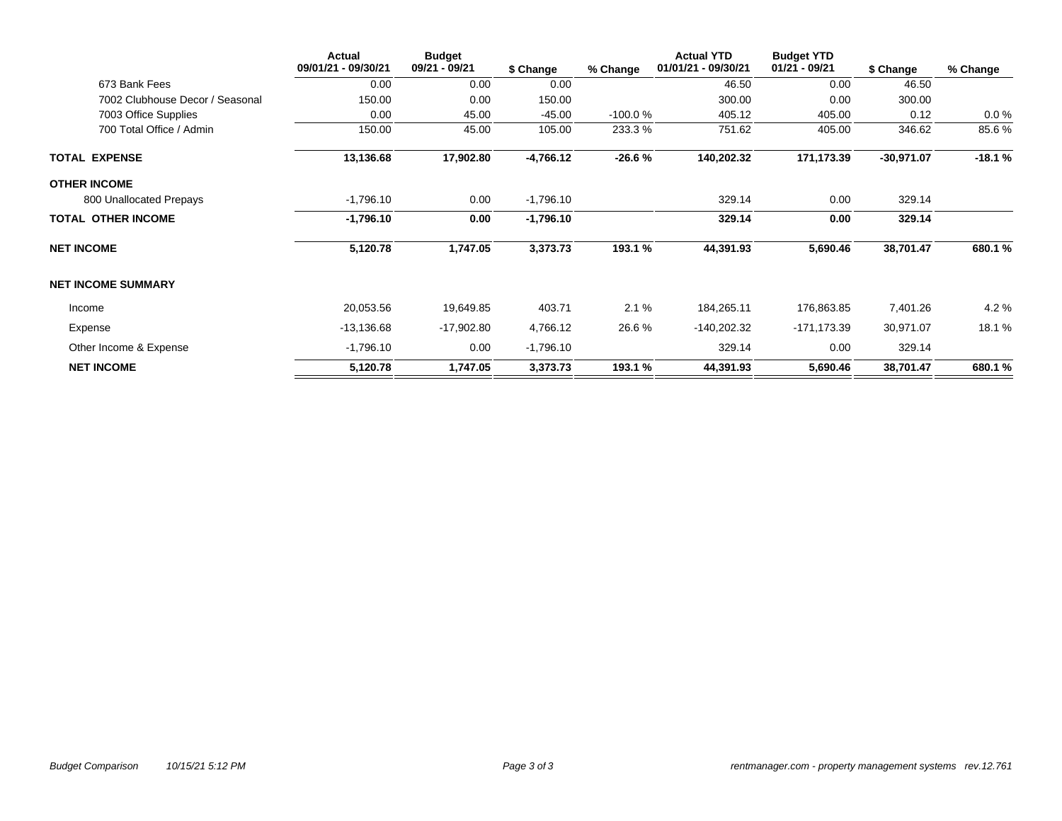| | Actual 09/01/21 - 09/30/21 | Budget 09/21 - 09/21 | $ Change | % Change | Actual YTD 01/01/21 - 09/30/21 | Budget YTD 01/21 - 09/21 | $ Change | % Change |
|---|---|---|---|---|---|---|---|---|
| 673 Bank Fees | 0.00 | 0.00 | 0.00 | | 46.50 | 0.00 | 46.50 | |
| 7002 Clubhouse Decor / Seasonal | 150.00 | 0.00 | 150.00 | | 300.00 | 0.00 | 300.00 | |
| 7003 Office Supplies | 0.00 | 45.00 | -45.00 | -100.0 % | 405.12 | 405.00 | 0.12 | 0.0 % |
| 700 Total Office / Admin | 150.00 | 45.00 | 105.00 | 233.3 % | 751.62 | 405.00 | 346.62 | 85.6 % |
| **TOTAL EXPENSE** | **13,136.68** | **17,902.80** | **-4,766.12** | **-26.6 %** | **140,202.32** | **171,173.39** | **-30,971.07** | **-18.1 %** |
| **OTHER INCOME** | | | | | | | | |
| 800 Unallocated Prepays | -1,796.10 | 0.00 | -1,796.10 | | 329.14 | 0.00 | 329.14 | |
| **TOTAL OTHER INCOME** | **-1,796.10** | **0.00** | **-1,796.10** | | **329.14** | **0.00** | **329.14** | |
| **NET INCOME** | **5,120.78** | **1,747.05** | **3,373.73** | **193.1 %** | **44,391.93** | **5,690.46** | **38,701.47** | **680.1 %** |
| **NET INCOME SUMMARY** | | | | | | | | |
| Income | 20,053.56 | 19,649.85 | 403.71 | 2.1 % | 184,265.11 | 176,863.85 | 7,401.26 | 4.2 % |
| Expense | -13,136.68 | -17,902.80 | 4,766.12 | 26.6 % | -140,202.32 | -171,173.39 | 30,971.07 | 18.1 % |
| Other Income & Expense | -1,796.10 | 0.00 | -1,796.10 | | 329.14 | 0.00 | 329.14 | |
| **NET INCOME** | **5,120.78** | **1,747.05** | **3,373.73** | **193.1 %** | **44,391.93** | **5,690.46** | **38,701.47** | **680.1 %** |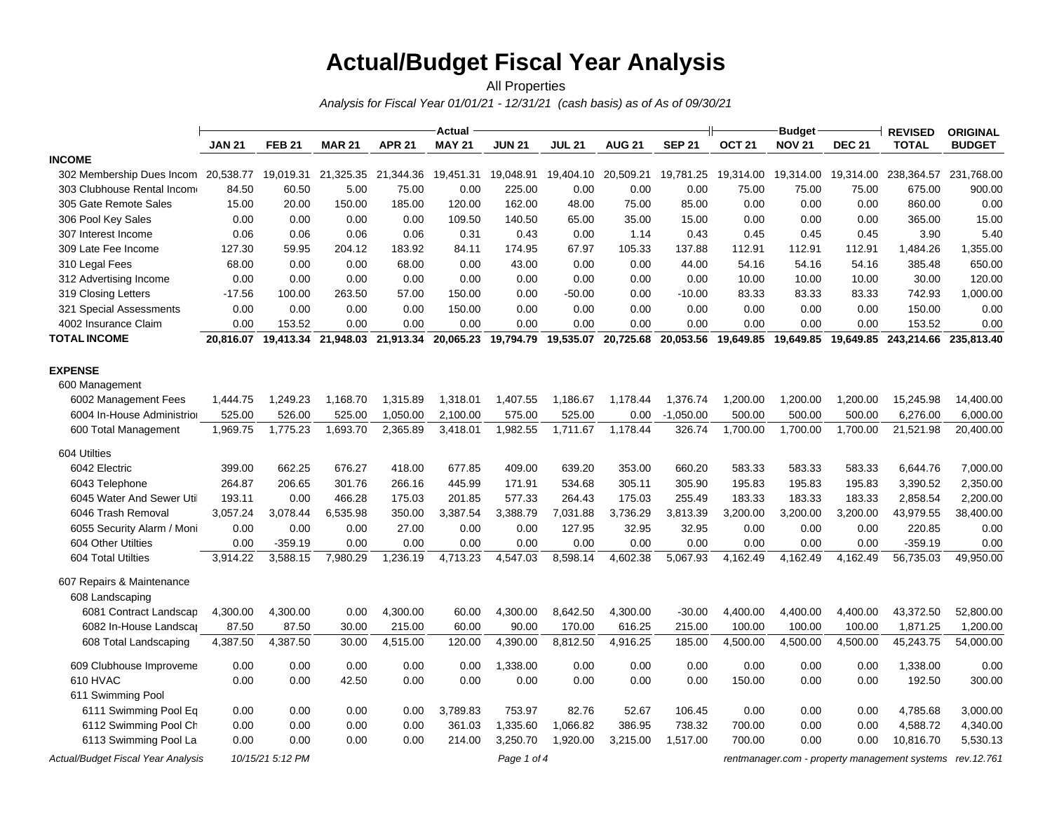# Actual/Budget Fiscal Year Analysis

All Properties

*Analysis for Fiscal Year 01/01/21 - 12/31/21 (cash basis) as of As of 09/30/21*

| | Actual | | | | | | | | | Budget | | | REVISED | ORIGINAL |
|---|---|---|---|---|---|---|---|---|---|---|---|---|---|---|
| | JAN 21 | FEB 21 | MAR 21 | APR 21 | MAY 21 | JUN 21 | JUL 21 | AUG 21 | SEP 21 | OCT 21 | NOV 21 | DEC 21 | TOTAL | BUDGET |
| **INCOME** | | | | | | | | | | | | | | |
| 302 Membership Dues Incom | 20,538.77 | 19,019.31 | 21,325.35 | 21,344.36 | 19,451.31 | 19,048.91 | 19,404.10 | 20,509.21 | 19,781.25 | 19,314.00 | 19,314.00 | 19,314.00 | 238,364.57 | 231,768.00 |
| 303 Clubhouse Rental Incom | 84.50 | 60.50 | 5.00 | 75.00 | 0.00 | 225.00 | 0.00 | 0.00 | 0.00 | 75.00 | 75.00 | 75.00 | 675.00 | 900.00 |
| 305 Gate Remote Sales | 15.00 | 20.00 | 150.00 | 185.00 | 120.00 | 162.00 | 48.00 | 75.00 | 85.00 | 0.00 | 0.00 | 0.00 | 860.00 | 0.00 |
| 306 Pool Key Sales | 0.00 | 0.00 | 0.00 | 0.00 | 109.50 | 140.50 | 65.00 | 35.00 | 15.00 | 0.00 | 0.00 | 0.00 | 365.00 | 15.00 |
| 307 Interest Income | 0.06 | 0.06 | 0.06 | 0.06 | 0.31 | 0.43 | 0.00 | 1.14 | 0.43 | 0.45 | 0.45 | 0.45 | 3.90 | 5.40 |
| 309 Late Fee Income | 127.30 | 59.95 | 204.12 | 183.92 | 84.11 | 174.95 | 67.97 | 105.33 | 137.88 | 112.91 | 112.91 | 112.91 | 1,484.26 | 1,355.00 |
| 310 Legal Fees | 68.00 | 0.00 | 0.00 | 68.00 | 0.00 | 43.00 | 0.00 | 0.00 | 44.00 | 54.16 | 54.16 | 54.16 | 385.48 | 650.00 |
| 312 Advertising Income | 0.00 | 0.00 | 0.00 | 0.00 | 0.00 | 0.00 | 0.00 | 0.00 | 0.00 | 10.00 | 10.00 | 10.00 | 30.00 | 120.00 |
| 319 Closing Letters | -17.56 | 100.00 | 263.50 | 57.00 | 150.00 | 0.00 | -50.00 | 0.00 | -10.00 | 83.33 | 83.33 | 83.33 | 742.93 | 1,000.00 |
| 321 Special Assessments | 0.00 | 0.00 | 0.00 | 0.00 | 150.00 | 0.00 | 0.00 | 0.00 | 0.00 | 0.00 | 0.00 | 0.00 | 150.00 | 0.00 |
| 4002 Insurance Claim | 0.00 | 153.52 | 0.00 | 0.00 | 0.00 | 0.00 | 0.00 | 0.00 | 0.00 | 0.00 | 0.00 | 0.00 | 153.52 | 0.00 |
| **TOTAL INCOME** | **20,816.07** | **19,413.34** | **21,948.03** | **21,913.34** | **20,065.23** | **19,794.79** | **19,535.07** | **20,725.68** | **20,053.56** | **19,649.85** | **19,649.85** | **19,649.85** | **243,214.66** | **235,813.40** |
| **EXPENSE** | | | | | | | | | | | | | | |
| 600 Management | | | | | | | | | | | | | | |
| 6002 Management Fees | 1,444.75 | 1,249.23 | 1,168.70 | 1,315.89 | 1,318.01 | 1,407.55 | 1,186.67 | 1,178.44 | 1,376.74 | 1,200.00 | 1,200.00 | 1,200.00 | 15,245.98 | 14,400.00 |
| 6004 In-House Administrio | 525.00 | 526.00 | 525.00 | 1,050.00 | 2,100.00 | 575.00 | 525.00 | 0.00 | -1,050.00 | 500.00 | 500.00 | 500.00 | 6,276.00 | 6,000.00 |
| 600 Total Management | 1,969.75 | 1,775.23 | 1,693.70 | 2,365.89 | 3,418.01 | 1,982.55 | 1,711.67 | 1,178.44 | 326.74 | 1,700.00 | 1,700.00 | 1,700.00 | 21,521.98 | 20,400.00 |
| 604 Utilties | | | | | | | | | | | | | | |
| 6042 Electric | 399.00 | 662.25 | 676.27 | 418.00 | 677.85 | 409.00 | 639.20 | 353.00 | 660.20 | 583.33 | 583.33 | 583.33 | 6,644.76 | 7,000.00 |
| 6043 Telephone | 264.87 | 206.65 | 301.76 | 266.16 | 445.99 | 171.91 | 534.68 | 305.11 | 305.90 | 195.83 | 195.83 | 195.83 | 3,390.52 | 2,350.00 |
| 6045 Water And Sewer Util | 193.11 | 0.00 | 466.28 | 175.03 | 201.85 | 577.33 | 264.43 | 175.03 | 255.49 | 183.33 | 183.33 | 183.33 | 2,858.54 | 2,200.00 |
| 6046 Trash Removal | 3,057.24 | 3,078.44 | 6,535.98 | 350.00 | 3,387.54 | 3,388.79 | 7,031.88 | 3,736.29 | 3,813.39 | 3,200.00 | 3,200.00 | 3,200.00 | 43,979.55 | 38,400.00 |
| 6055 Security Alarm / Moni | 0.00 | 0.00 | 0.00 | 27.00 | 0.00 | 0.00 | 127.95 | 32.95 | 32.95 | 0.00 | 0.00 | 0.00 | 220.85 | 0.00 |
| 604 Other Utilties | 0.00 | -359.19 | 0.00 | 0.00 | 0.00 | 0.00 | 0.00 | 0.00 | 0.00 | 0.00 | 0.00 | 0.00 | -359.19 | 0.00 |
| 604 Total Utilties | 3,914.22 | 3,588.15 | 7,980.29 | 1,236.19 | 4,713.23 | 4,547.03 | 8,598.14 | 4,602.38 | 5,067.93 | 4,162.49 | 4,162.49 | 4,162.49 | 56,735.03 | 49,950.00 |
| 607 Repairs & Maintenance | | | | | | | | | | | | | | |
| 608 Landscaping | | | | | | | | | | | | | | |
| 6081 Contract Landscap | 4,300.00 | 4,300.00 | 0.00 | 4,300.00 | 60.00 | 4,300.00 | 8,642.50 | 4,300.00 | -30.00 | 4,400.00 | 4,400.00 | 4,400.00 | 43,372.50 | 52,800.00 |
| 6082 In-House Landscap | 87.50 | 87.50 | 30.00 | 215.00 | 60.00 | 90.00 | 170.00 | 616.25 | 215.00 | 100.00 | 100.00 | 100.00 | 1,871.25 | 1,200.00 |
| 608 Total Landscaping | 4,387.50 | 4,387.50 | 30.00 | 4,515.00 | 120.00 | 4,390.00 | 8,812.50 | 4,916.25 | 185.00 | 4,500.00 | 4,500.00 | 4,500.00 | 45,243.75 | 54,000.00 |
| 609 Clubhouse Improveme | 0.00 | 0.00 | 0.00 | 0.00 | 0.00 | 1,338.00 | 0.00 | 0.00 | 0.00 | 0.00 | 0.00 | 0.00 | 1,338.00 | 0.00 |
| 610 HVAC | 0.00 | 0.00 | 42.50 | 0.00 | 0.00 | 0.00 | 0.00 | 0.00 | 0.00 | 150.00 | 0.00 | 0.00 | 192.50 | 300.00 |
| 611 Swimming Pool | | | | | | | | | | | | | | |
| 6111 Swimming Pool Eq | 0.00 | 0.00 | 0.00 | 0.00 | 3,789.83 | 753.97 | 82.76 | 52.67 | 106.45 | 0.00 | 0.00 | 0.00 | 4,785.68 | 3,000.00 |
| 6112 Swimming Pool Ch | 0.00 | 0.00 | 0.00 | 0.00 | 361.03 | 1,335.60 | 1,066.82 | 386.95 | 738.32 | 700.00 | 0.00 | 0.00 | 4,588.72 | 4,340.00 |
| 6113 Swimming Pool La | 0.00 | 0.00 | 0.00 | 0.00 | 214.00 | 3,250.70 | 1,920.00 | 3,215.00 | 1,517.00 | 700.00 | 0.00 | 0.00 | 10,816.70 | 5,530.13 |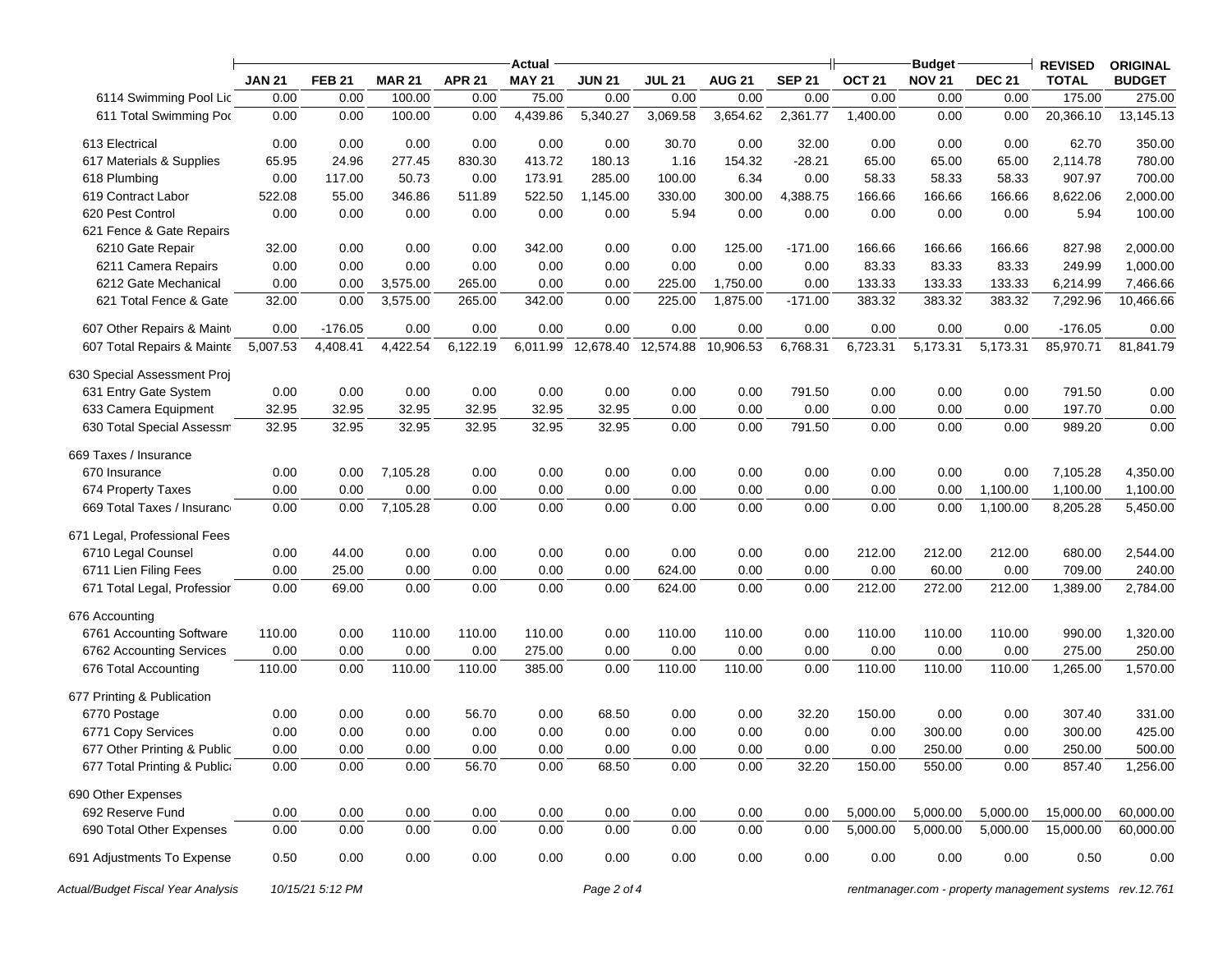| | Actual | | | | | | | | | Budget | | | REVISED | ORIGINAL |
|---|---|---|---|---|---|---|---|---|---|---|---|---|---|---|
| | JAN 21 | FEB 21 | MAR 21 | APR 21 | MAY 21 | JUN 21 | JUL 21 | AUG 21 | SEP 21 | OCT 21 | NOV 21 | DEC 21 | TOTAL | BUDGET |
| 6114 Swimming Pool Lic | 0.00 | 0.00 | 100.00 | 0.00 | 75.00 | 0.00 | 0.00 | 0.00 | 0.00 | 0.00 | 0.00 | 0.00 | 175.00 | 275.00 |
| 611 Total Swimming Poo | 0.00 | 0.00 | 100.00 | 0.00 | 4,439.86 | 5,340.27 | 3,069.58 | 3,654.62 | 2,361.77 | 1,400.00 | 0.00 | 0.00 | 20,366.10 | 13,145.13 |
| 613 Electrical | 0.00 | 0.00 | 0.00 | 0.00 | 0.00 | 0.00 | 30.70 | 0.00 | 32.00 | 0.00 | 0.00 | 0.00 | 62.70 | 350.00 |
| 617 Materials & Supplies | 65.95 | 24.96 | 277.45 | 830.30 | 413.72 | 180.13 | 1.16 | 154.32 | -28.21 | 65.00 | 65.00 | 65.00 | 2,114.78 | 780.00 |
| 618 Plumbing | 0.00 | 117.00 | 50.73 | 0.00 | 173.91 | 285.00 | 100.00 | 6.34 | 0.00 | 58.33 | 58.33 | 58.33 | 907.97 | 700.00 |
| 619 Contract Labor | 522.08 | 55.00 | 346.86 | 511.89 | 522.50 | 1,145.00 | 330.00 | 300.00 | 4,388.75 | 166.66 | 166.66 | 166.66 | 8,622.06 | 2,000.00 |
| 620 Pest Control | 0.00 | 0.00 | 0.00 | 0.00 | 0.00 | 0.00 | 5.94 | 0.00 | 0.00 | 0.00 | 0.00 | 0.00 | 5.94 | 100.00 |
| 621 Fence & Gate Repairs | | | | | | | | | | | | | | |
| 6210 Gate Repair | 32.00 | 0.00 | 0.00 | 0.00 | 342.00 | 0.00 | 0.00 | 125.00 | -171.00 | 166.66 | 166.66 | 166.66 | 827.98 | 2,000.00 |
| 6211 Camera Repairs | 0.00 | 0.00 | 0.00 | 0.00 | 0.00 | 0.00 | 0.00 | 0.00 | 0.00 | 83.33 | 83.33 | 83.33 | 249.99 | 1,000.00 |
| 6212 Gate Mechanical | 0.00 | 0.00 | 3,575.00 | 265.00 | 0.00 | 0.00 | 225.00 | 1,750.00 | 0.00 | 133.33 | 133.33 | 133.33 | 6,214.99 | 7,466.66 |
| 621 Total Fence & Gate | 32.00 | 0.00 | 3,575.00 | 265.00 | 342.00 | 0.00 | 225.00 | 1,875.00 | -171.00 | 383.32 | 383.32 | 383.32 | 7,292.96 | 10,466.66 |
| 607 Other Repairs & Maint | 0.00 | -176.05 | 0.00 | 0.00 | 0.00 | 0.00 | 0.00 | 0.00 | 0.00 | 0.00 | 0.00 | 0.00 | -176.05 | 0.00 |
| 607 Total Repairs & Mainte | 5,007.53 | 4,408.41 | 4,422.54 | 6,122.19 | 6,011.99 | 12,678.40 | 12,574.88 | 10,906.53 | 6,768.31 | 6,723.31 | 5,173.31 | 5,173.31 | 85,970.71 | 81,841.79 |
| 630 Special Assessment Proj | | | | | | | | | | | | | | |
| 631 Entry Gate System | 0.00 | 0.00 | 0.00 | 0.00 | 0.00 | 0.00 | 0.00 | 0.00 | 791.50 | 0.00 | 0.00 | 0.00 | 791.50 | 0.00 |
| 633 Camera Equipment | 32.95 | 32.95 | 32.95 | 32.95 | 32.95 | 32.95 | 0.00 | 0.00 | 0.00 | 0.00 | 0.00 | 0.00 | 197.70 | 0.00 |
| 630 Total Special Assessm | 32.95 | 32.95 | 32.95 | 32.95 | 32.95 | 32.95 | 0.00 | 0.00 | 791.50 | 0.00 | 0.00 | 0.00 | 989.20 | 0.00 |
| 669 Taxes / Insurance | | | | | | | | | | | | | | |
| 670 Insurance | 0.00 | 0.00 | 7,105.28 | 0.00 | 0.00 | 0.00 | 0.00 | 0.00 | 0.00 | 0.00 | 0.00 | 0.00 | 7,105.28 | 4,350.00 |
| 674 Property Taxes | 0.00 | 0.00 | 0.00 | 0.00 | 0.00 | 0.00 | 0.00 | 0.00 | 0.00 | 0.00 | 0.00 | 1,100.00 | 1,100.00 | 1,100.00 |
| 669 Total Taxes / Insuranc | 0.00 | 0.00 | 7,105.28 | 0.00 | 0.00 | 0.00 | 0.00 | 0.00 | 0.00 | 0.00 | 0.00 | 1,100.00 | 8,205.28 | 5,450.00 |
| 671 Legal, Professional Fees | | | | | | | | | | | | | | |
| 6710 Legal Counsel | 0.00 | 44.00 | 0.00 | 0.00 | 0.00 | 0.00 | 0.00 | 0.00 | 0.00 | 212.00 | 212.00 | 212.00 | 680.00 | 2,544.00 |
| 6711 Lien Filing Fees | 0.00 | 25.00 | 0.00 | 0.00 | 0.00 | 0.00 | 624.00 | 0.00 | 0.00 | 0.00 | 60.00 | 0.00 | 709.00 | 240.00 |
| 671 Total Legal, Professior | 0.00 | 69.00 | 0.00 | 0.00 | 0.00 | 0.00 | 624.00 | 0.00 | 0.00 | 212.00 | 272.00 | 212.00 | 1,389.00 | 2,784.00 |
| 676 Accounting | | | | | | | | | | | | | | |
| 6761 Accounting Software | 110.00 | 0.00 | 110.00 | 110.00 | 110.00 | 0.00 | 110.00 | 110.00 | 0.00 | 110.00 | 110.00 | 110.00 | 990.00 | 1,320.00 |
| 6762 Accounting Services | 0.00 | 0.00 | 0.00 | 0.00 | 275.00 | 0.00 | 0.00 | 0.00 | 0.00 | 0.00 | 0.00 | 0.00 | 275.00 | 250.00 |
| 676 Total Accounting | 110.00 | 0.00 | 110.00 | 110.00 | 385.00 | 0.00 | 110.00 | 110.00 | 0.00 | 110.00 | 110.00 | 110.00 | 1,265.00 | 1,570.00 |
| 677 Printing & Publication | | | | | | | | | | | | | | |
| 6770 Postage | 0.00 | 0.00 | 0.00 | 56.70 | 0.00 | 68.50 | 0.00 | 0.00 | 32.20 | 150.00 | 0.00 | 0.00 | 307.40 | 331.00 |
| 6771 Copy Services | 0.00 | 0.00 | 0.00 | 0.00 | 0.00 | 0.00 | 0.00 | 0.00 | 0.00 | 0.00 | 300.00 | 0.00 | 300.00 | 425.00 |
| 677 Other Printing & Public | 0.00 | 0.00 | 0.00 | 0.00 | 0.00 | 0.00 | 0.00 | 0.00 | 0.00 | 0.00 | 250.00 | 0.00 | 250.00 | 500.00 |
| 677 Total Printing & Public | 0.00 | 0.00 | 0.00 | 56.70 | 0.00 | 68.50 | 0.00 | 0.00 | 32.20 | 150.00 | 550.00 | 0.00 | 857.40 | 1,256.00 |
| 690 Other Expenses | | | | | | | | | | | | | | |
| 692 Reserve Fund | 0.00 | 0.00 | 0.00 | 0.00 | 0.00 | 0.00 | 0.00 | 0.00 | 0.00 | 5,000.00 | 5,000.00 | 5,000.00 | 15,000.00 | 60,000.00 |
| 690 Total Other Expenses | 0.00 | 0.00 | 0.00 | 0.00 | 0.00 | 0.00 | 0.00 | 0.00 | 0.00 | 5,000.00 | 5,000.00 | 5,000.00 | 15,000.00 | 60,000.00 |
| 691 Adjustments To Expense | 0.50 | 0.00 | 0.00 | 0.00 | 0.00 | 0.00 | 0.00 | 0.00 | 0.00 | 0.00 | 0.00 | 0.00 | 0.50 | 0.00 |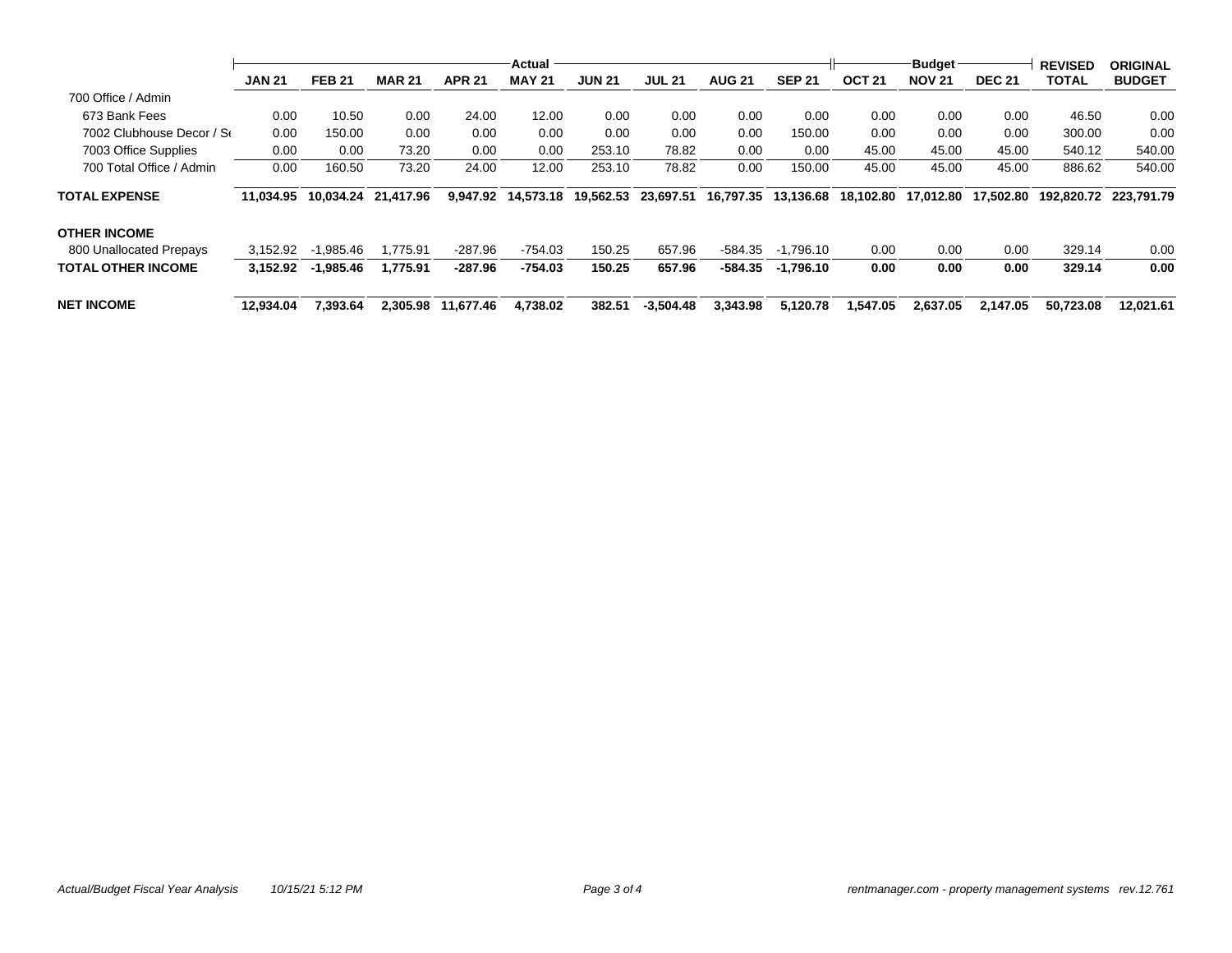|  | Actual | | | | | | | | | Budget | | | REVISED | ORIGINAL |
|---|---|---|---|---|---|---|---|---|---|---|---|---|---|---|
|  | JAN 21 | FEB 21 | MAR 21 | APR 21 | MAY 21 | JUN 21 | JUL 21 | AUG 21 | SEP 21 | OCT 21 | NOV 21 | DEC 21 | TOTAL | BUDGET |
| 700 Office / Admin | | | | | | | | | | | | | | |
| 673 Bank Fees | 0.00 | 10.50 | 0.00 | 24.00 | 12.00 | 0.00 | 0.00 | 0.00 | 0.00 | 0.00 | 0.00 | 0.00 | 46.50 | 0.00 |
| 7002 Clubhouse Decor / Se | 0.00 | 150.00 | 0.00 | 0.00 | 0.00 | 0.00 | 0.00 | 0.00 | 150.00 | 0.00 | 0.00 | 0.00 | 300.00 | 0.00 |
| 7003 Office Supplies | 0.00 | 0.00 | 73.20 | 0.00 | 0.00 | 253.10 | 78.82 | 0.00 | 0.00 | 45.00 | 45.00 | 45.00 | 540.12 | 540.00 |
| 700 Total Office / Admin | 0.00 | 160.50 | 73.20 | 24.00 | 12.00 | 253.10 | 78.82 | 0.00 | 150.00 | 45.00 | 45.00 | 45.00 | 886.62 | 540.00 |
| **TOTAL EXPENSE** | **11,034.95** | **10,034.24** | **21,417.96** | **9,947.92** | **14,573.18** | **19,562.53** | **23,697.51** | **16,797.35** | **13,136.68** | **18,102.80** | **17,012.80** | **17,502.80** | **192,820.72** | **223,791.79** |
| **OTHER INCOME** | | | | | | | | | | | | | | |
| 800 Unallocated Prepays | 3,152.92 | -1,985.46 | 1,775.91 | -287.96 | -754.03 | 150.25 | 657.96 | -584.35 | -1,796.10 | 0.00 | 0.00 | 0.00 | 329.14 | 0.00 |
| **TOTAL OTHER INCOME** | **3,152.92** | **-1,985.46** | **1,775.91** | **-287.96** | **-754.03** | **150.25** | **657.96** | **-584.35** | **-1,796.10** | **0.00** | **0.00** | **0.00** | **329.14** | **0.00** |
| **NET INCOME** | **12,934.04** | **7,393.64** | **2,305.98** | **11,677.46** | **4,738.02** | **382.51** | **-3,504.48** | **3,343.98** | **5,120.78** | **1,547.05** | **2,637.05** | **2,147.05** | **50,723.08** | **12,021.61** |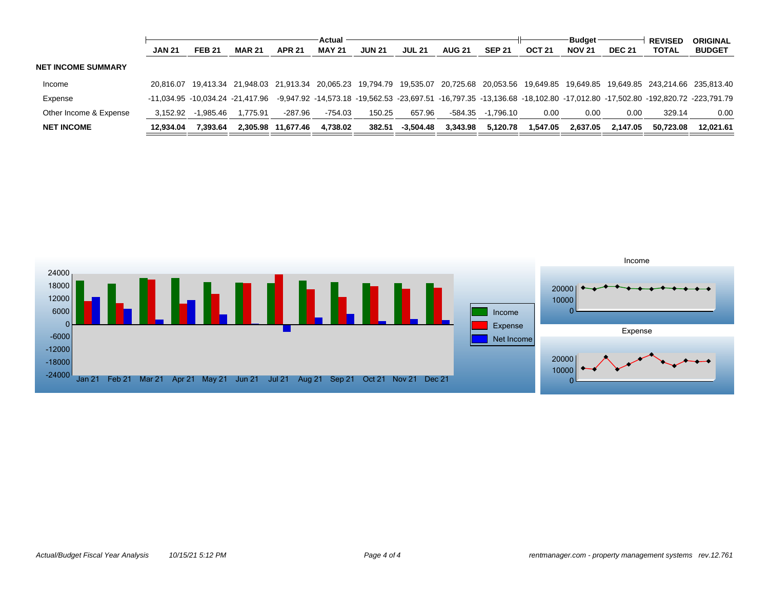| | JAN 21 | FEB 21 | MAR 21 | APR 21 | MAY 21 | JUN 21 | JUL 21 | AUG 21 | SEP 21 | OCT 21 | NOV 21 | DEC 21 | REVISED TOTAL | ORIGINAL BUDGET |
|---|---|---|---|---|---|---|---|---|---|---|---|---|---|---|
| | Actual | | | | | | | | | Budget | | | | |
| **NET INCOME SUMMARY** | | | | | | | | | | | | | | |
| Income | 20,816.07 | 19,413.34 | 21,948.03 | 21,913.34 | 20,065.23 | 19,794.79 | 19,535.07 | 20,725.68 | 20,053.56 | 19,649.85 | 19,649.85 | 19,649.85 | 243,214.66 | 235,813.40 |
| Expense | -11,034.95 | -10,034.24 | -21,417.96 | -9,947.92 | -14,573.18 | -19,562.53 | -23,697.51 | -16,797.35 | -13,136.68 | -18,102.80 | -17,012.80 | -17,502.80 | -192,820.72 | -223,791.79 |
| Other Income & Expense | 3,152.92 | -1,985.46 | 1,775.91 | -287.96 | -754.03 | 150.25 | 657.96 | -584.35 | -1,796.10 | 0.00 | 0.00 | 0.00 | 329.14 | 0.00 |
| **NET INCOME** | **12,934.04** | **7,393.64** | **2,305.98** | **11,677.46** | **4,738.02** | **382.51** | **-3,504.48** | **3,343.98** | **5,120.78** | **1,547.05** | **2,637.05** | **2,147.05** | **50,723.08** | **12,021.61** |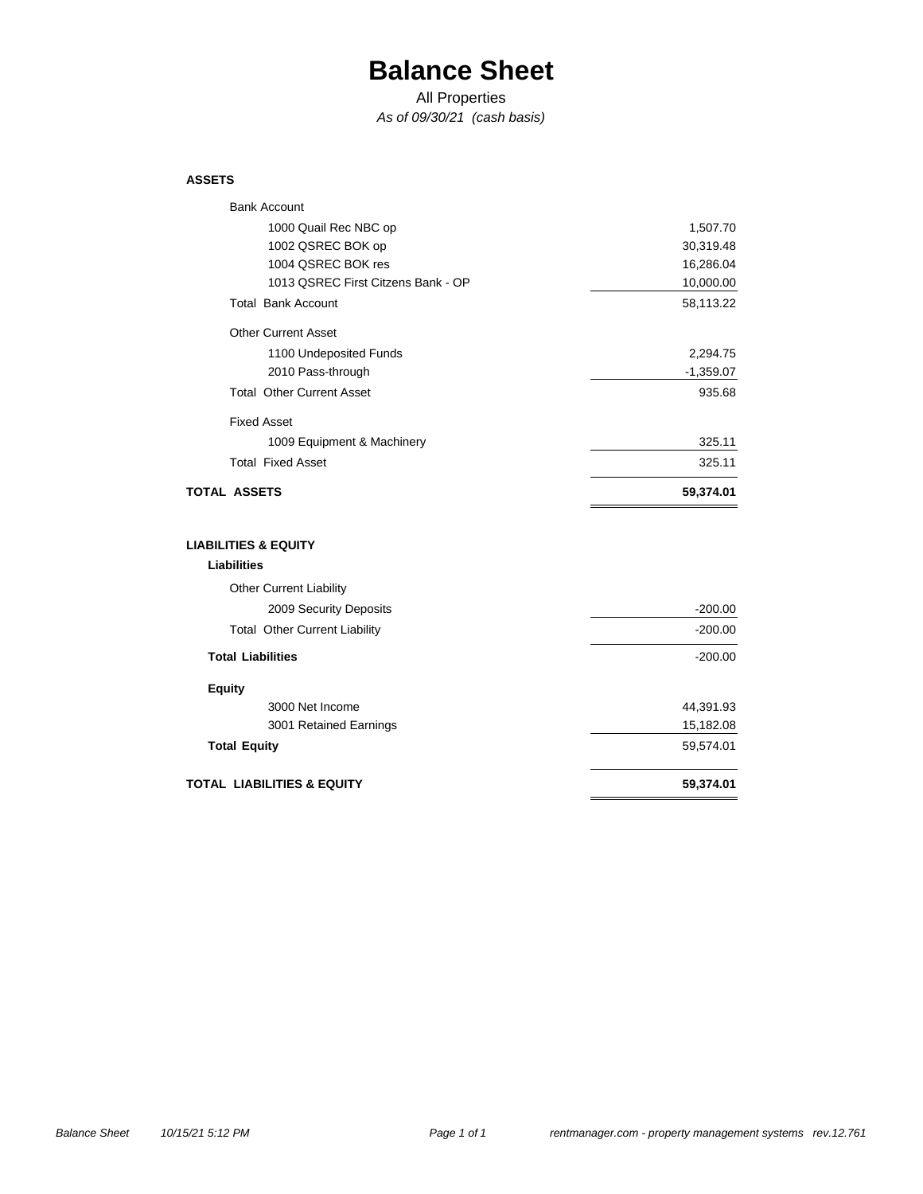# Balance Sheet

All Properties

*As of 09/30/21 (cash basis)*

| | |
|---|---|
| **ASSETS** | |
| Bank Account | |
| 1000 Quail Rec NBC op | 1,507.70 |
| 1002 QSREC BOK op | 30,319.48 |
| 1004 QSREC BOK res | 16,286.04 |
| 1013 QSREC First Citzens Bank - OP | 10,000.00 |
| Total Bank Account | 58,113.22 |
| Other Current Asset | |
| 1100 Undeposited Funds | 2,294.75 |
| 2010 Pass-through | -1,359.07 |
| Total Other Current Asset | 935.68 |
| Fixed Asset | |
| 1009 Equipment & Machinery | 325.11 |
| Total Fixed Asset | 325.11 |
| **TOTAL ASSETS** | **59,374.01** |
| **LIABILITIES & EQUITY** | |
| **Liabilities** | |
| Other Current Liability | |
| 2009 Security Deposits | -200.00 |
| Total Other Current Liability | -200.00 |
| **Total Liabilities** | -200.00 |
| **Equity** | |
| 3000 Net Income | 44,391.93 |
| 3001 Retained Earnings | 15,182.08 |
| **Total Equity** | 59,574.01 |
| **TOTAL LIABILITIES & EQUITY** | **59,374.01** |

*Balance Sheet 10/15/21 5:12 PM rentmanager.com - property management systems rev.12.761*